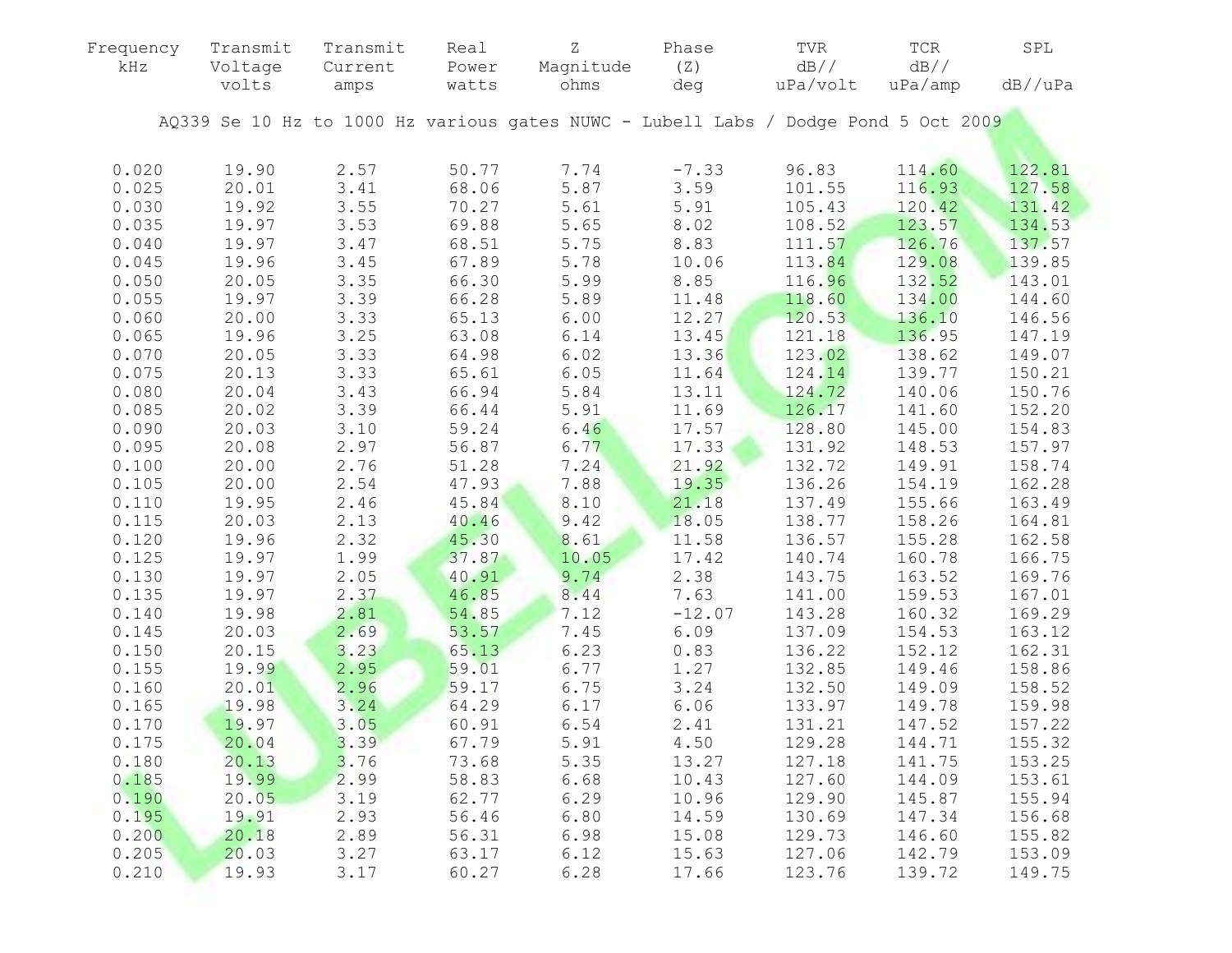| Frequency kHz | Transmit Voltage volts | Transmit Current amps | Real Power watts | Z Magnitude ohms | Phase (Z) deg | TVR dB// uPa/volt | TCR dB// uPa/amp | SPL dB//uPa |
|---|---|---|---|---|---|---|---|---|

AQ339 Se 10 Hz to 1000 Hz various gates NUWC - Lubell Labs / Dodge Pond 5 Oct 2009

| Frequency kHz | Transmit Voltage volts | Transmit Current amps | Real Power watts | Z Magnitude ohms | Phase (Z) deg | TVR dB// uPa/volt | TCR dB// uPa/amp | SPL dB//uPa |
|---|---|---|---|---|---|---|---|---|
| 0.020 | 19.90 | 2.57 | 50.77 | 7.74 | -7.33 | 96.83 | 114.60 | 122.81 |
| 0.025 | 20.01 | 3.41 | 68.06 | 5.87 | 3.59 | 101.55 | 116.93 | 127.58 |
| 0.030 | 19.92 | 3.55 | 70.27 | 5.61 | 5.91 | 105.43 | 120.42 | 131.42 |
| 0.035 | 19.97 | 3.53 | 69.88 | 5.65 | 8.02 | 108.52 | 123.57 | 134.53 |
| 0.040 | 19.97 | 3.47 | 68.51 | 5.75 | 8.83 | 111.57 | 126.76 | 137.57 |
| 0.045 | 19.96 | 3.45 | 67.89 | 5.78 | 10.06 | 113.84 | 129.08 | 139.85 |
| 0.050 | 20.05 | 3.35 | 66.30 | 5.99 | 8.85 | 116.96 | 132.52 | 143.01 |
| 0.055 | 19.97 | 3.39 | 66.28 | 5.89 | 11.48 | 118.60 | 134.00 | 144.60 |
| 0.060 | 20.00 | 3.33 | 65.13 | 6.00 | 12.27 | 120.53 | 136.10 | 146.56 |
| 0.065 | 19.96 | 3.25 | 63.08 | 6.14 | 13.45 | 121.18 | 136.95 | 147.19 |
| 0.070 | 20.05 | 3.33 | 64.98 | 6.02 | 13.36 | 123.02 | 138.62 | 149.07 |
| 0.075 | 20.13 | 3.33 | 65.61 | 6.05 | 11.64 | 124.14 | 139.77 | 150.21 |
| 0.080 | 20.04 | 3.43 | 66.94 | 5.84 | 13.11 | 124.72 | 140.06 | 150.76 |
| 0.085 | 20.02 | 3.39 | 66.44 | 5.91 | 11.69 | 126.17 | 141.60 | 152.20 |
| 0.090 | 20.03 | 3.10 | 59.24 | 6.46 | 17.57 | 128.80 | 145.00 | 154.83 |
| 0.095 | 20.08 | 2.97 | 56.87 | 6.77 | 17.33 | 131.92 | 148.53 | 157.97 |
| 0.100 | 20.00 | 2.76 | 51.28 | 7.24 | 21.92 | 132.72 | 149.91 | 158.74 |
| 0.105 | 20.00 | 2.54 | 47.93 | 7.88 | 19.35 | 136.26 | 154.19 | 162.28 |
| 0.110 | 19.95 | 2.46 | 45.84 | 8.10 | 21.18 | 137.49 | 155.66 | 163.49 |
| 0.115 | 20.03 | 2.13 | 40.46 | 9.42 | 18.05 | 138.77 | 158.26 | 164.81 |
| 0.120 | 19.96 | 2.32 | 45.30 | 8.61 | 11.58 | 136.57 | 155.28 | 162.58 |
| 0.125 | 19.97 | 1.99 | 37.87 | 10.05 | 17.42 | 140.74 | 160.78 | 166.75 |
| 0.130 | 19.97 | 2.05 | 40.91 | 9.74 | 2.38 | 143.75 | 163.52 | 169.76 |
| 0.135 | 19.97 | 2.37 | 46.85 | 8.44 | 7.63 | 141.00 | 159.53 | 167.01 |
| 0.140 | 19.98 | 2.81 | 54.85 | 7.12 | -12.07 | 143.28 | 160.32 | 169.29 |
| 0.145 | 20.03 | 2.69 | 53.57 | 7.45 | 6.09 | 137.09 | 154.53 | 163.12 |
| 0.150 | 20.15 | 3.23 | 65.13 | 6.23 | 0.83 | 136.22 | 152.12 | 162.31 |
| 0.155 | 19.99 | 2.95 | 59.01 | 6.77 | 1.27 | 132.85 | 149.46 | 158.86 |
| 0.160 | 20.01 | 2.96 | 59.17 | 6.75 | 3.24 | 132.50 | 149.09 | 158.52 |
| 0.165 | 19.98 | 3.24 | 64.29 | 6.17 | 6.06 | 133.97 | 149.78 | 159.98 |
| 0.170 | 19.97 | 3.05 | 60.91 | 6.54 | 2.41 | 131.21 | 147.52 | 157.22 |
| 0.175 | 20.04 | 3.39 | 67.79 | 5.91 | 4.50 | 129.28 | 144.71 | 155.32 |
| 0.180 | 20.13 | 3.76 | 73.68 | 5.35 | 13.27 | 127.18 | 141.75 | 153.25 |
| 0.185 | 19.99 | 2.99 | 58.83 | 6.68 | 10.43 | 127.60 | 144.09 | 153.61 |
| 0.190 | 20.05 | 3.19 | 62.77 | 6.29 | 10.96 | 129.90 | 145.87 | 155.94 |
| 0.195 | 19.91 | 2.93 | 56.46 | 6.80 | 14.59 | 130.69 | 147.34 | 156.68 |
| 0.200 | 20.18 | 2.89 | 56.31 | 6.98 | 15.08 | 129.73 | 146.60 | 155.82 |
| 0.205 | 20.03 | 3.27 | 63.17 | 6.12 | 15.63 | 127.06 | 142.79 | 153.09 |
| 0.210 | 19.93 | 3.17 | 60.27 | 6.28 | 17.66 | 123.76 | 139.72 | 149.75 |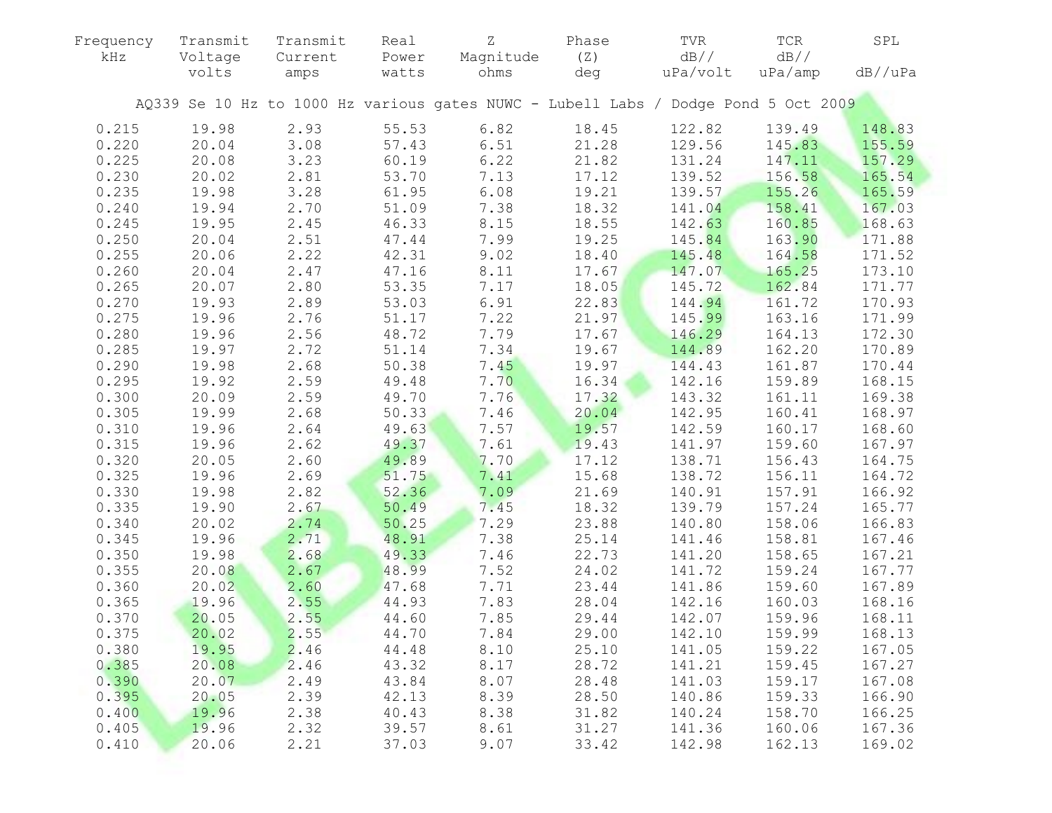| Frequency kHz | Transmit Voltage volts | Transmit Current amps | Real Power watts | Z Magnitude ohms | Phase (Z) deg | TVR dB// uPa/volt | TCR dB// uPa/amp | SPL dB//uPa |
|---|---|---|---|---|---|---|---|---|
| AQ339 Se 10 Hz to 1000 Hz various gates NUWC - Lubell Labs / Dodge Pond 5 Oct 2009 | | | | | | | | |
| 0.215 | 19.98 | 2.93 | 55.53 | 6.82 | 18.45 | 122.82 | 139.49 | 148.83 |
| 0.220 | 20.04 | 3.08 | 57.43 | 6.51 | 21.28 | 129.56 | 145.83 | 155.59 |
| 0.225 | 20.08 | 3.23 | 60.19 | 6.22 | 21.82 | 131.24 | 147.11 | 157.29 |
| 0.230 | 20.02 | 2.81 | 53.70 | 7.13 | 17.12 | 139.52 | 156.58 | 165.54 |
| 0.235 | 19.98 | 3.28 | 61.95 | 6.08 | 19.21 | 139.57 | 155.26 | 165.59 |
| 0.240 | 19.94 | 2.70 | 51.09 | 7.38 | 18.32 | 141.04 | 158.41 | 167.03 |
| 0.245 | 19.95 | 2.45 | 46.33 | 8.15 | 18.55 | 142.63 | 160.85 | 168.63 |
| 0.250 | 20.04 | 2.51 | 47.44 | 7.99 | 19.25 | 145.84 | 163.90 | 171.88 |
| 0.255 | 20.06 | 2.22 | 42.31 | 9.02 | 18.40 | 145.48 | 164.58 | 171.52 |
| 0.260 | 20.04 | 2.47 | 47.16 | 8.11 | 17.67 | 147.07 | 165.25 | 173.10 |
| 0.265 | 20.07 | 2.80 | 53.35 | 7.17 | 18.05 | 145.72 | 162.84 | 171.77 |
| 0.270 | 19.93 | 2.89 | 53.03 | 6.91 | 22.83 | 144.94 | 161.72 | 170.93 |
| 0.275 | 19.96 | 2.76 | 51.17 | 7.22 | 21.97 | 145.99 | 163.16 | 171.99 |
| 0.280 | 19.96 | 2.56 | 48.72 | 7.79 | 17.67 | 146.29 | 164.13 | 172.30 |
| 0.285 | 19.97 | 2.72 | 51.14 | 7.34 | 19.67 | 144.89 | 162.20 | 170.89 |
| 0.290 | 19.98 | 2.68 | 50.38 | 7.45 | 19.97 | 144.43 | 161.87 | 170.44 |
| 0.295 | 19.92 | 2.59 | 49.48 | 7.70 | 16.34 | 142.16 | 159.89 | 168.15 |
| 0.300 | 20.09 | 2.59 | 49.70 | 7.76 | 17.32 | 143.32 | 161.11 | 169.38 |
| 0.305 | 19.99 | 2.68 | 50.33 | 7.46 | 20.04 | 142.95 | 160.41 | 168.97 |
| 0.310 | 19.96 | 2.64 | 49.63 | 7.57 | 19.57 | 142.59 | 160.17 | 168.60 |
| 0.315 | 19.96 | 2.62 | 49.37 | 7.61 | 19.43 | 141.97 | 159.60 | 167.97 |
| 0.320 | 20.05 | 2.60 | 49.89 | 7.70 | 17.12 | 138.71 | 156.43 | 164.75 |
| 0.325 | 19.96 | 2.69 | 51.75 | 7.41 | 15.68 | 138.72 | 156.11 | 164.72 |
| 0.330 | 19.98 | 2.82 | 52.36 | 7.09 | 21.69 | 140.91 | 157.91 | 166.92 |
| 0.335 | 19.90 | 2.67 | 50.49 | 7.45 | 18.32 | 139.79 | 157.24 | 165.77 |
| 0.340 | 20.02 | 2.74 | 50.25 | 7.29 | 23.88 | 140.80 | 158.06 | 166.83 |
| 0.345 | 19.96 | 2.71 | 48.91 | 7.38 | 25.14 | 141.46 | 158.81 | 167.46 |
| 0.350 | 19.98 | 2.68 | 49.33 | 7.46 | 22.73 | 141.20 | 158.65 | 167.21 |
| 0.355 | 20.08 | 2.67 | 48.99 | 7.52 | 24.02 | 141.72 | 159.24 | 167.77 |
| 0.360 | 20.02 | 2.60 | 47.68 | 7.71 | 23.44 | 141.86 | 159.60 | 167.89 |
| 0.365 | 19.96 | 2.55 | 44.93 | 7.83 | 28.04 | 142.16 | 160.03 | 168.16 |
| 0.370 | 20.05 | 2.55 | 44.60 | 7.85 | 29.44 | 142.07 | 159.96 | 168.11 |
| 0.375 | 20.02 | 2.55 | 44.70 | 7.84 | 29.00 | 142.10 | 159.99 | 168.13 |
| 0.380 | 19.95 | 2.46 | 44.48 | 8.10 | 25.10 | 141.05 | 159.22 | 167.05 |
| 0.385 | 20.08 | 2.46 | 43.32 | 8.17 | 28.72 | 141.21 | 159.45 | 167.27 |
| 0.390 | 20.07 | 2.49 | 43.84 | 8.07 | 28.48 | 141.03 | 159.17 | 167.08 |
| 0.395 | 20.05 | 2.39 | 42.13 | 8.39 | 28.50 | 140.86 | 159.33 | 166.90 |
| 0.400 | 19.96 | 2.38 | 40.43 | 8.38 | 31.82 | 140.24 | 158.70 | 166.25 |
| 0.405 | 19.96 | 2.32 | 39.57 | 8.61 | 31.27 | 141.36 | 160.06 | 167.36 |
| 0.410 | 20.06 | 2.21 | 37.03 | 9.07 | 33.42 | 142.98 | 162.13 | 169.02 |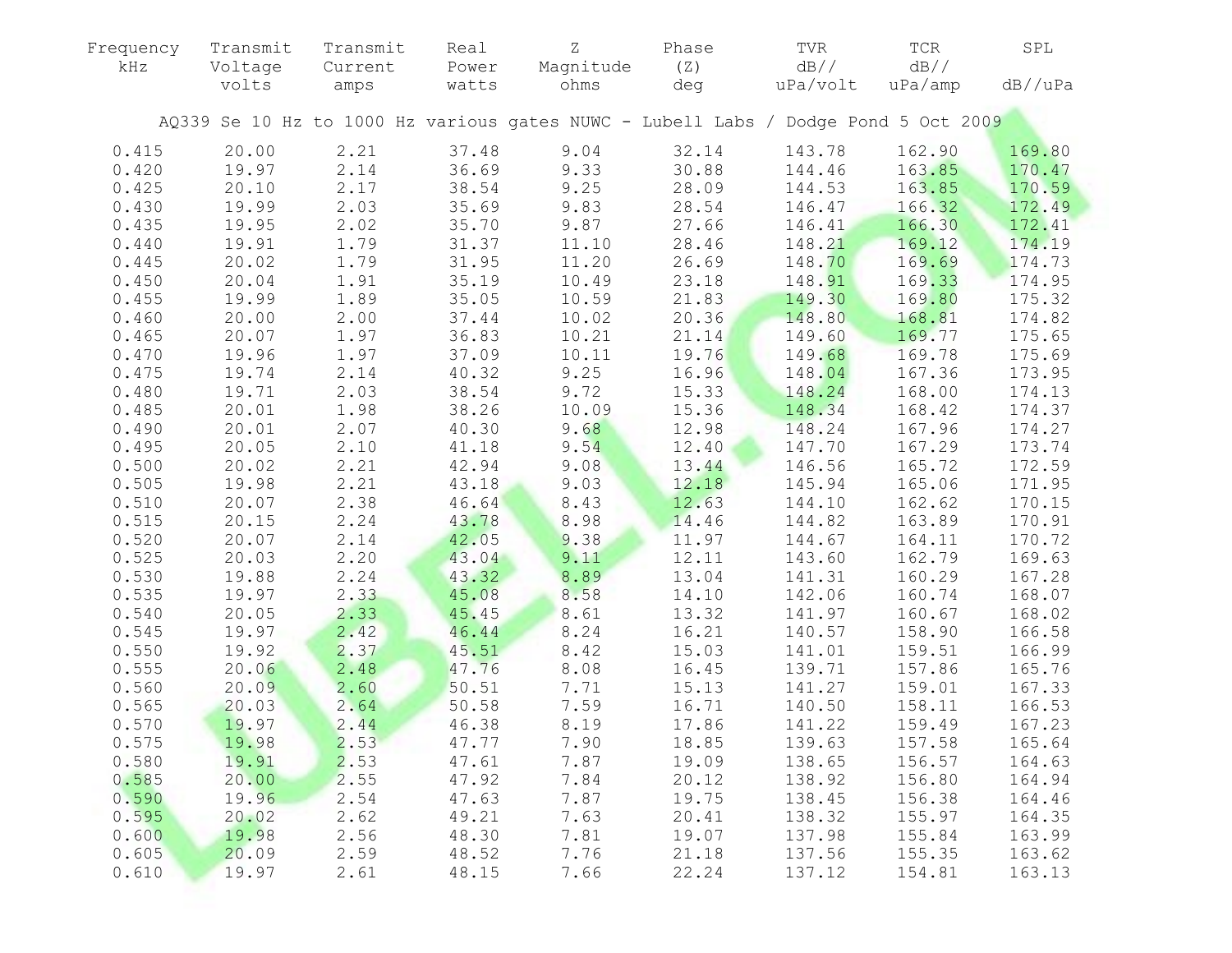| Frequency kHz | Transmit Voltage volts | Transmit Current amps | Real Power watts | Z Magnitude ohms | Phase (Z) deg | TVR dB// uPa/volt | TCR dB// uPa/amp | SPL dB//uPa |
|---|---|---|---|---|---|---|---|---|

AQ339 Se 10 Hz to 1000 Hz various gates NUWC - Lubell Labs / Dodge Pond 5 Oct 2009

| Frequency kHz | Transmit Voltage volts | Transmit Current amps | Real Power watts | Z Magnitude ohms | Phase (Z) deg | TVR dB// uPa/volt | TCR dB// uPa/amp | SPL dB//uPa |
|---|---|---|---|---|---|---|---|---|
| 0.415 | 20.00 | 2.21 | 37.48 | 9.04 | 32.14 | 143.78 | 162.90 | 169.80 |
| 0.420 | 19.97 | 2.14 | 36.69 | 9.33 | 30.88 | 144.46 | 163.85 | 170.47 |
| 0.425 | 20.10 | 2.17 | 38.54 | 9.25 | 28.09 | 144.53 | 163.85 | 170.59 |
| 0.430 | 19.99 | 2.03 | 35.69 | 9.83 | 28.54 | 146.47 | 166.32 | 172.49 |
| 0.435 | 19.95 | 2.02 | 35.70 | 9.87 | 27.66 | 146.41 | 166.30 | 172.41 |
| 0.440 | 19.91 | 1.79 | 31.37 | 11.10 | 28.46 | 148.21 | 169.12 | 174.19 |
| 0.445 | 20.02 | 1.79 | 31.95 | 11.20 | 26.69 | 148.70 | 169.69 | 174.73 |
| 0.450 | 20.04 | 1.91 | 35.19 | 10.49 | 23.18 | 148.91 | 169.33 | 174.95 |
| 0.455 | 19.99 | 1.89 | 35.05 | 10.59 | 21.83 | 149.30 | 169.80 | 175.32 |
| 0.460 | 20.00 | 2.00 | 37.44 | 10.02 | 20.36 | 148.80 | 168.81 | 174.82 |
| 0.465 | 20.07 | 1.97 | 36.83 | 10.21 | 21.14 | 149.60 | 169.77 | 175.65 |
| 0.470 | 19.96 | 1.97 | 37.09 | 10.11 | 19.76 | 149.68 | 169.78 | 175.69 |
| 0.475 | 19.74 | 2.14 | 40.32 | 9.25 | 16.96 | 148.04 | 167.36 | 173.95 |
| 0.480 | 19.71 | 2.03 | 38.54 | 9.72 | 15.33 | 148.24 | 168.00 | 174.13 |
| 0.485 | 20.01 | 1.98 | 38.26 | 10.09 | 15.36 | 148.34 | 168.42 | 174.37 |
| 0.490 | 20.01 | 2.07 | 40.30 | 9.68 | 12.98 | 148.24 | 167.96 | 174.27 |
| 0.495 | 20.05 | 2.10 | 41.18 | 9.54 | 12.40 | 147.70 | 167.29 | 173.74 |
| 0.500 | 20.02 | 2.21 | 42.94 | 9.08 | 13.44 | 146.56 | 165.72 | 172.59 |
| 0.505 | 19.98 | 2.21 | 43.18 | 9.03 | 12.18 | 145.94 | 165.06 | 171.95 |
| 0.510 | 20.07 | 2.38 | 46.64 | 8.43 | 12.63 | 144.10 | 162.62 | 170.15 |
| 0.515 | 20.15 | 2.24 | 43.78 | 8.98 | 14.46 | 144.82 | 163.89 | 170.91 |
| 0.520 | 20.07 | 2.14 | 42.05 | 9.38 | 11.97 | 144.67 | 164.11 | 170.72 |
| 0.525 | 20.03 | 2.20 | 43.04 | 9.11 | 12.11 | 143.60 | 162.79 | 169.63 |
| 0.530 | 19.88 | 2.24 | 43.32 | 8.89 | 13.04 | 141.31 | 160.29 | 167.28 |
| 0.535 | 19.97 | 2.33 | 45.08 | 8.58 | 14.10 | 142.06 | 160.74 | 168.07 |
| 0.540 | 20.05 | 2.33 | 45.45 | 8.61 | 13.32 | 141.97 | 160.67 | 168.02 |
| 0.545 | 19.97 | 2.42 | 46.44 | 8.24 | 16.21 | 140.57 | 158.90 | 166.58 |
| 0.550 | 19.92 | 2.37 | 45.51 | 8.42 | 15.03 | 141.01 | 159.51 | 166.99 |
| 0.555 | 20.06 | 2.48 | 47.76 | 8.08 | 16.45 | 139.71 | 157.86 | 165.76 |
| 0.560 | 20.09 | 2.60 | 50.51 | 7.71 | 15.13 | 141.27 | 159.01 | 167.33 |
| 0.565 | 20.03 | 2.64 | 50.58 | 7.59 | 16.71 | 140.50 | 158.11 | 166.53 |
| 0.570 | 19.97 | 2.44 | 46.38 | 8.19 | 17.86 | 141.22 | 159.49 | 167.23 |
| 0.575 | 19.98 | 2.53 | 47.77 | 7.90 | 18.85 | 139.63 | 157.58 | 165.64 |
| 0.580 | 19.91 | 2.53 | 47.61 | 7.87 | 19.09 | 138.65 | 156.57 | 164.63 |
| 0.585 | 20.00 | 2.55 | 47.92 | 7.84 | 20.12 | 138.92 | 156.80 | 164.94 |
| 0.590 | 19.96 | 2.54 | 47.63 | 7.87 | 19.75 | 138.45 | 156.38 | 164.46 |
| 0.595 | 20.02 | 2.62 | 49.21 | 7.63 | 20.41 | 138.32 | 155.97 | 164.35 |
| 0.600 | 19.98 | 2.56 | 48.30 | 7.81 | 19.07 | 137.98 | 155.84 | 163.99 |
| 0.605 | 20.09 | 2.59 | 48.52 | 7.76 | 21.18 | 137.56 | 155.35 | 163.62 |
| 0.610 | 19.97 | 2.61 | 48.15 | 7.66 | 22.24 | 137.12 | 154.81 | 163.13 |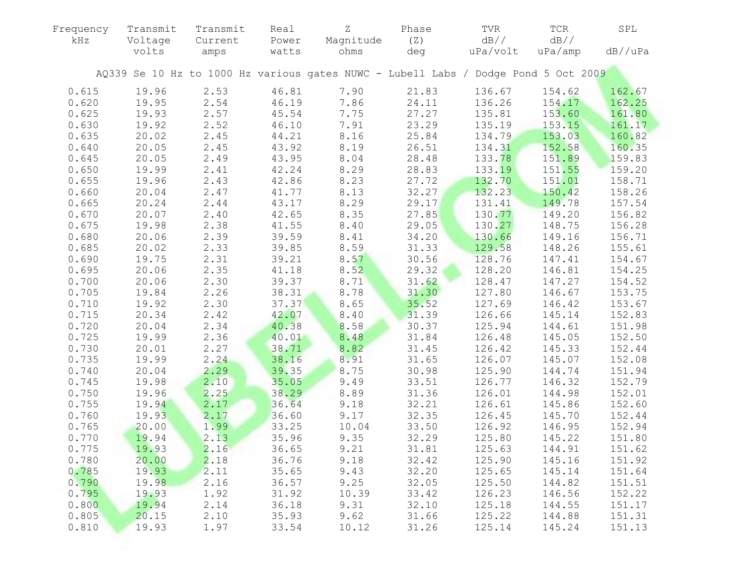| Frequency kHz | Transmit Voltage volts | Transmit Current amps | Real Power watts | Z Magnitude ohms | Phase (Z) deg | TVR dB// uPa/volt | TCR dB// uPa/amp | SPL dB//uPa |
|---|---|---|---|---|---|---|---|---|
| AQ339 Se 10 Hz to 1000 Hz various gates NUWC - Lubell Labs / Dodge Pond 5 Oct 2009 | | | | | | | | |
| 0.615 | 19.96 | 2.53 | 46.81 | 7.90 | 21.83 | 136.67 | 154.62 | 162.67 |
| 0.620 | 19.95 | 2.54 | 46.19 | 7.86 | 24.11 | 136.26 | 154.17 | 162.25 |
| 0.625 | 19.93 | 2.57 | 45.54 | 7.75 | 27.27 | 135.81 | 153.60 | 161.80 |
| 0.630 | 19.92 | 2.52 | 46.10 | 7.91 | 23.29 | 135.19 | 153.15 | 161.17 |
| 0.635 | 20.02 | 2.45 | 44.21 | 8.16 | 25.84 | 134.79 | 153.03 | 160.82 |
| 0.640 | 20.05 | 2.45 | 43.92 | 8.19 | 26.51 | 134.31 | 152.58 | 160.35 |
| 0.645 | 20.05 | 2.49 | 43.95 | 8.04 | 28.48 | 133.78 | 151.89 | 159.83 |
| 0.650 | 19.99 | 2.41 | 42.24 | 8.29 | 28.83 | 133.19 | 151.55 | 159.20 |
| 0.655 | 19.96 | 2.43 | 42.86 | 8.23 | 27.72 | 132.70 | 151.01 | 158.71 |
| 0.660 | 20.04 | 2.47 | 41.77 | 8.13 | 32.27 | 132.23 | 150.42 | 158.26 |
| 0.665 | 20.24 | 2.44 | 43.17 | 8.29 | 29.17 | 131.41 | 149.78 | 157.54 |
| 0.670 | 20.07 | 2.40 | 42.65 | 8.35 | 27.85 | 130.77 | 149.20 | 156.82 |
| 0.675 | 19.98 | 2.38 | 41.55 | 8.40 | 29.05 | 130.27 | 148.75 | 156.28 |
| 0.680 | 20.06 | 2.39 | 39.59 | 8.41 | 34.20 | 130.66 | 149.16 | 156.71 |
| 0.685 | 20.02 | 2.33 | 39.85 | 8.59 | 31.33 | 129.58 | 148.26 | 155.61 |
| 0.690 | 19.75 | 2.31 | 39.21 | 8.57 | 30.56 | 128.76 | 147.41 | 154.67 |
| 0.695 | 20.06 | 2.35 | 41.18 | 8.52 | 29.32 | 128.20 | 146.81 | 154.25 |
| 0.700 | 20.06 | 2.30 | 39.37 | 8.71 | 31.62 | 128.47 | 147.27 | 154.52 |
| 0.705 | 19.84 | 2.26 | 38.31 | 8.78 | 31.30 | 127.80 | 146.67 | 153.75 |
| 0.710 | 19.92 | 2.30 | 37.37 | 8.65 | 35.52 | 127.69 | 146.42 | 153.67 |
| 0.715 | 20.34 | 2.42 | 42.07 | 8.40 | 31.39 | 126.66 | 145.14 | 152.83 |
| 0.720 | 20.04 | 2.34 | 40.38 | 8.58 | 30.37 | 125.94 | 144.61 | 151.98 |
| 0.725 | 19.99 | 2.36 | 40.01 | 8.48 | 31.84 | 126.48 | 145.05 | 152.50 |
| 0.730 | 20.01 | 2.27 | 38.71 | 8.82 | 31.45 | 126.42 | 145.33 | 152.44 |
| 0.735 | 19.99 | 2.24 | 38.16 | 8.91 | 31.65 | 126.07 | 145.07 | 152.08 |
| 0.740 | 20.04 | 2.29 | 39.35 | 8.75 | 30.98 | 125.90 | 144.74 | 151.94 |
| 0.745 | 19.98 | 2.10 | 35.05 | 9.49 | 33.51 | 126.77 | 146.32 | 152.79 |
| 0.750 | 19.96 | 2.25 | 38.29 | 8.89 | 31.36 | 126.01 | 144.98 | 152.01 |
| 0.755 | 19.94 | 2.17 | 36.64 | 9.18 | 32.21 | 126.61 | 145.86 | 152.60 |
| 0.760 | 19.93 | 2.17 | 36.60 | 9.17 | 32.35 | 126.45 | 145.70 | 152.44 |
| 0.765 | 20.00 | 1.99 | 33.25 | 10.04 | 33.50 | 126.92 | 146.95 | 152.94 |
| 0.770 | 19.94 | 2.13 | 35.96 | 9.35 | 32.29 | 125.80 | 145.22 | 151.80 |
| 0.775 | 19.93 | 2.16 | 36.65 | 9.21 | 31.81 | 125.63 | 144.91 | 151.62 |
| 0.780 | 20.00 | 2.18 | 36.76 | 9.18 | 32.42 | 125.90 | 145.16 | 151.92 |
| 0.785 | 19.93 | 2.11 | 35.65 | 9.43 | 32.20 | 125.65 | 145.14 | 151.64 |
| 0.790 | 19.98 | 2.16 | 36.57 | 9.25 | 32.05 | 125.50 | 144.82 | 151.51 |
| 0.795 | 19.93 | 1.92 | 31.92 | 10.39 | 33.42 | 126.23 | 146.56 | 152.22 |
| 0.800 | 19.94 | 2.14 | 36.18 | 9.31 | 32.10 | 125.18 | 144.55 | 151.17 |
| 0.805 | 20.15 | 2.10 | 35.93 | 9.62 | 31.66 | 125.22 | 144.88 | 151.31 |
| 0.810 | 19.93 | 1.97 | 33.54 | 10.12 | 31.26 | 125.14 | 145.24 | 151.13 |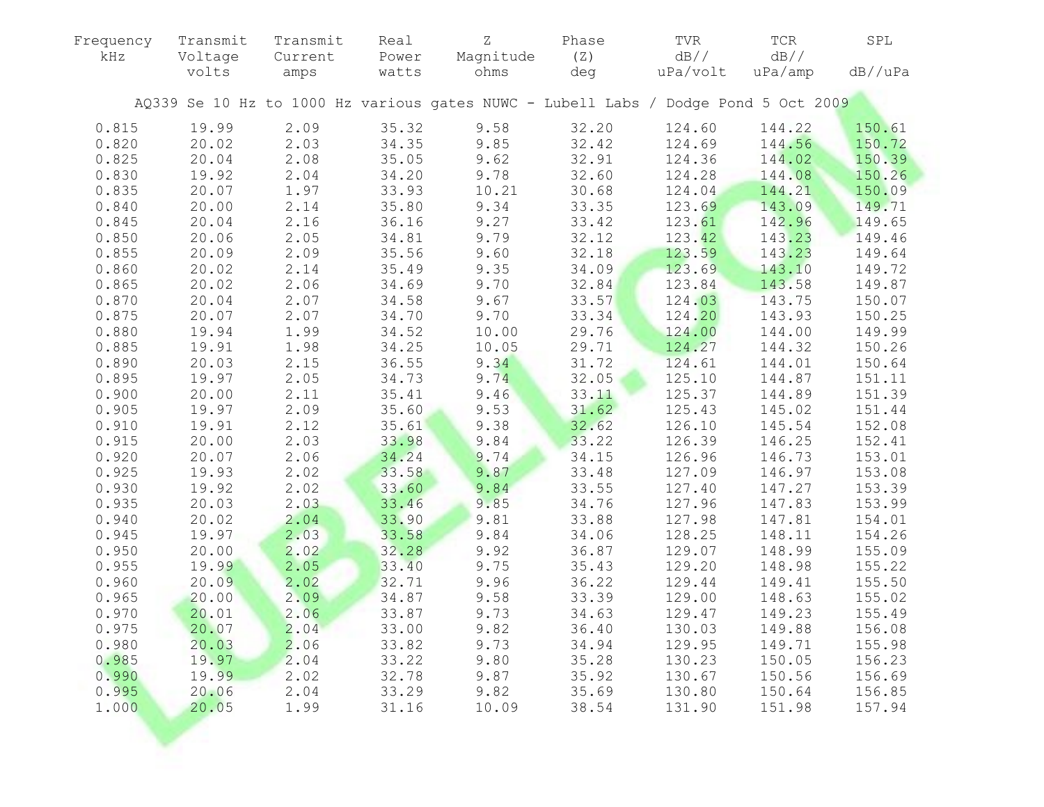| Frequency kHz | Transmit Voltage volts | Transmit Current amps | Real Power watts | Z Magnitude ohms | Phase (Z) deg | TVR dB// uPa/volt | TCR dB// uPa/amp | SPL dB//uPa |
|---|---|---|---|---|---|---|---|---|
| AQ339 Se 10 Hz to 1000 Hz various gates NUWC - Lubell Labs / Dodge Pond 5 Oct 2009 | | | | | | | | |
| 0.815 | 19.99 | 2.09 | 35.32 | 9.58 | 32.20 | 124.60 | 144.22 | 150.61 |
| 0.820 | 20.02 | 2.03 | 34.35 | 9.85 | 32.42 | 124.69 | 144.56 | 150.72 |
| 0.825 | 20.04 | 2.08 | 35.05 | 9.62 | 32.91 | 124.36 | 144.02 | 150.39 |
| 0.830 | 19.92 | 2.04 | 34.20 | 9.78 | 32.60 | 124.28 | 144.08 | 150.26 |
| 0.835 | 20.07 | 1.97 | 33.93 | 10.21 | 30.68 | 124.04 | 144.21 | 150.09 |
| 0.840 | 20.00 | 2.14 | 35.80 | 9.34 | 33.35 | 123.69 | 143.09 | 149.71 |
| 0.845 | 20.04 | 2.16 | 36.16 | 9.27 | 33.42 | 123.61 | 142.96 | 149.65 |
| 0.850 | 20.06 | 2.05 | 34.81 | 9.79 | 32.12 | 123.42 | 143.23 | 149.46 |
| 0.855 | 20.09 | 2.09 | 35.56 | 9.60 | 32.18 | 123.59 | 143.23 | 149.64 |
| 0.860 | 20.02 | 2.14 | 35.49 | 9.35 | 34.09 | 123.69 | 143.10 | 149.72 |
| 0.865 | 20.02 | 2.06 | 34.69 | 9.70 | 32.84 | 123.84 | 143.58 | 149.87 |
| 0.870 | 20.04 | 2.07 | 34.58 | 9.67 | 33.57 | 124.03 | 143.75 | 150.07 |
| 0.875 | 20.07 | 2.07 | 34.70 | 9.70 | 33.34 | 124.20 | 143.93 | 150.25 |
| 0.880 | 19.94 | 1.99 | 34.52 | 10.00 | 29.76 | 124.00 | 144.00 | 149.99 |
| 0.885 | 19.91 | 1.98 | 34.25 | 10.05 | 29.71 | 124.27 | 144.32 | 150.26 |
| 0.890 | 20.03 | 2.15 | 36.55 | 9.34 | 31.72 | 124.61 | 144.01 | 150.64 |
| 0.895 | 19.97 | 2.05 | 34.73 | 9.74 | 32.05 | 125.10 | 144.87 | 151.11 |
| 0.900 | 20.00 | 2.11 | 35.41 | 9.46 | 33.11 | 125.37 | 144.89 | 151.39 |
| 0.905 | 19.97 | 2.09 | 35.60 | 9.53 | 31.62 | 125.43 | 145.02 | 151.44 |
| 0.910 | 19.91 | 2.12 | 35.61 | 9.38 | 32.62 | 126.10 | 145.54 | 152.08 |
| 0.915 | 20.00 | 2.03 | 33.98 | 9.84 | 33.22 | 126.39 | 146.25 | 152.41 |
| 0.920 | 20.07 | 2.06 | 34.24 | 9.74 | 34.15 | 126.96 | 146.73 | 153.01 |
| 0.925 | 19.93 | 2.02 | 33.58 | 9.87 | 33.48 | 127.09 | 146.97 | 153.08 |
| 0.930 | 19.92 | 2.02 | 33.60 | 9.84 | 33.55 | 127.40 | 147.27 | 153.39 |
| 0.935 | 20.03 | 2.03 | 33.46 | 9.85 | 34.76 | 127.96 | 147.83 | 153.99 |
| 0.940 | 20.02 | 2.04 | 33.90 | 9.81 | 33.88 | 127.98 | 147.81 | 154.01 |
| 0.945 | 19.97 | 2.03 | 33.58 | 9.84 | 34.06 | 128.25 | 148.11 | 154.26 |
| 0.950 | 20.00 | 2.02 | 32.28 | 9.92 | 36.87 | 129.07 | 148.99 | 155.09 |
| 0.955 | 19.99 | 2.05 | 33.40 | 9.75 | 35.43 | 129.20 | 148.98 | 155.22 |
| 0.960 | 20.09 | 2.02 | 32.71 | 9.96 | 36.22 | 129.44 | 149.41 | 155.50 |
| 0.965 | 20.00 | 2.09 | 34.87 | 9.58 | 33.39 | 129.00 | 148.63 | 155.02 |
| 0.970 | 20.01 | 2.06 | 33.87 | 9.73 | 34.63 | 129.47 | 149.23 | 155.49 |
| 0.975 | 20.07 | 2.04 | 33.00 | 9.82 | 36.40 | 130.03 | 149.88 | 156.08 |
| 0.980 | 20.03 | 2.06 | 33.82 | 9.73 | 34.94 | 129.95 | 149.71 | 155.98 |
| 0.985 | 19.97 | 2.04 | 33.22 | 9.80 | 35.28 | 130.23 | 150.05 | 156.23 |
| 0.990 | 19.99 | 2.02 | 32.78 | 9.87 | 35.92 | 130.67 | 150.56 | 156.69 |
| 0.995 | 20.06 | 2.04 | 33.29 | 9.82 | 35.69 | 130.80 | 150.64 | 156.85 |
| 1.000 | 20.05 | 1.99 | 31.16 | 10.09 | 38.54 | 131.90 | 151.98 | 157.94 |